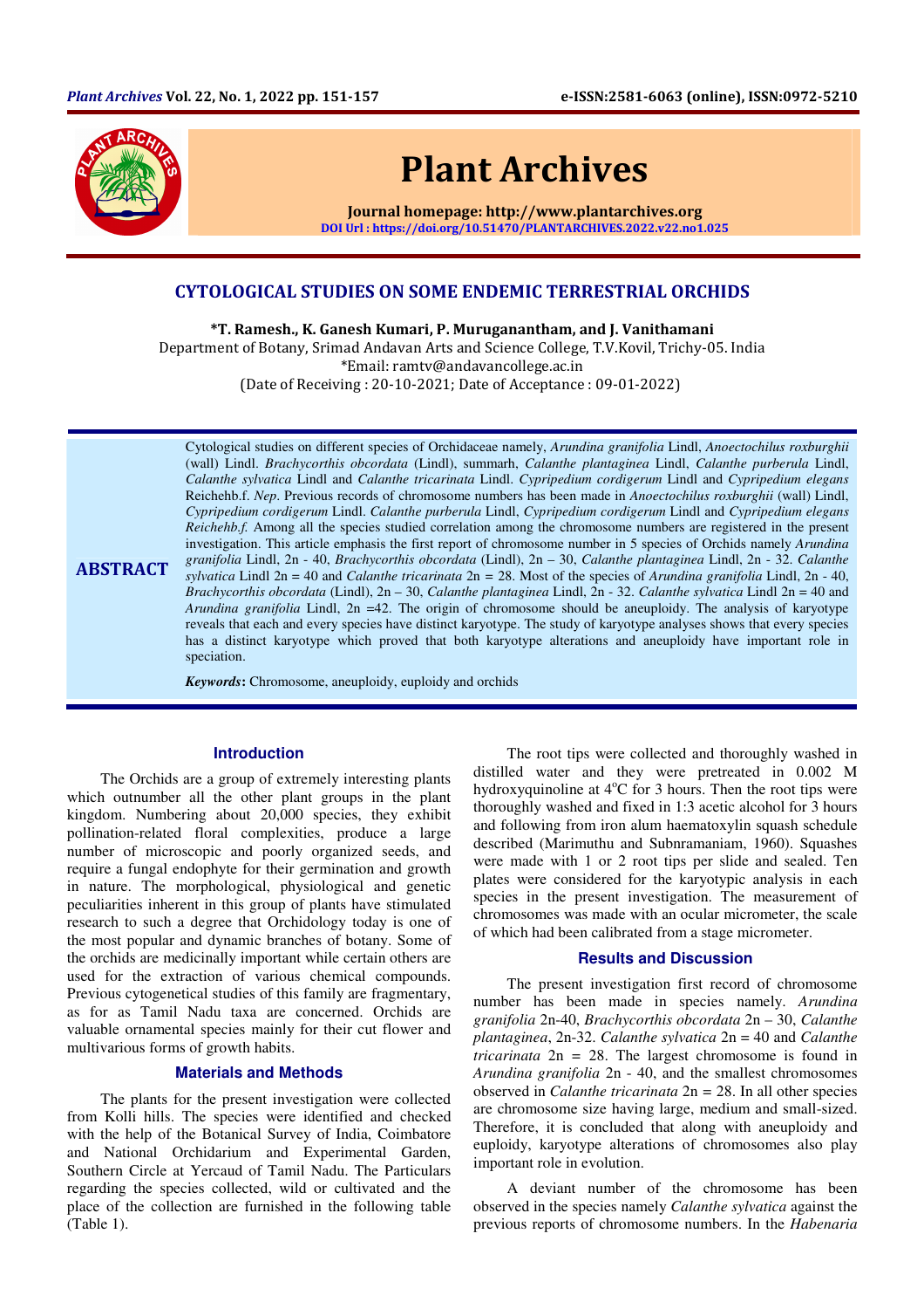# Plant Archives

Journal homepage: http://www.plantarchives.org

DOI Url : https://doi.org/10.51470/PLANTARCHIVES.2022.v22.no1.025

## CYTOLOGICAL STUDIES ON SOME ENDEMIC TERRESTRIAL ORCHIDS

**\*T. Ramesh., K. Ganesh Kumari, P. Muruganantham, and J. Vanithamani**

Department of Botany, Srimad Andavan Arts and Science College, T.V.Kovil, Trichy-05. India

\*Email: ramtv@andavancollege.ac.in

(Date of Receiving : 20-10-2021; Date of Acceptance : 09-01-2022)

**ABSTRACT**

Cytological studies on different species of Orchidaceae namely, *Arundina granifolia* Lindl, *Anoectochilus roxburghii* (wall) Lindl. *Brachycorthis obcordata* (Lindl), summarh, *Calanthe plantaginea* Lindl, *Calanthe purberula* Lindl, *Calanthe sylvatica* Lindl and *Calanthe tricarinata* Lindl. *Cypripedium cordigerum* Lindl and *Cypripedium elegans* Reichehb.f. *Nep*. Previous records of chromosome numbers has been made in *Anoectochilus roxburghii* (wall) Lindl, *Cypripedium cordigerum* Lindl. *Calanthe purberula* Lindl, *Cypripedium cordigerum* Lindl and *Cypripedium elegans Reichehb.f.* Among all the species studied correlation among the chromosome numbers are registered in the present investigation. This article emphasis the first report of chromosome number in 5 species of Orchids namely *Arundina granifolia* Lindl, 2n - 40, *Brachycorthis obcordata* (Lindl), 2n – 30, *Calanthe plantaginea* Lindl, 2n - 32. *Calanthe sylvatica* Lindl 2n = 40 and *Calanthe tricarinata* 2n = 28. Most of the species of *Arundina granifolia* Lindl, 2n - 40, *Brachycorthis obcordata* (Lindl), 2n – 30, *Calanthe plantaginea* Lindl, 2n - 32. *Calanthe sylvatica* Lindl 2n = 40 and *Arundina granifolia* Lindl, 2n =42. The origin of chromosome should be aneuploidy. The analysis of karyotype reveals that each and every species have distinct karyotype. The study of karyotype analyses shows that every species has a distinct karyotype which proved that both karyotype alterations and aneuploidy have important role in speciation.

***Keywords*:** Chromosome, aneuploidy, euploidy and orchids

### Introduction

The Orchids are a group of extremely interesting plants which outnumber all the other plant groups in the plant kingdom. Numbering about 20,000 species, they exhibit pollination-related floral complexities, produce a large number of microscopic and poorly organized seeds, and require a fungal endophyte for their germination and growth in nature. The morphological, physiological and genetic peculiarities inherent in this group of plants have stimulated research to such a degree that Orchidology today is one of the most popular and dynamic branches of botany. Some of the orchids are medicinally important while certain others are used for the extraction of various chemical compounds. Previous cytogenetical studies of this family are fragmentary, as for as Tamil Nadu taxa are concerned. Orchids are valuable ornamental species mainly for their cut flower and multivarious forms of growth habits.

### Materials and Methods

The plants for the present investigation were collected from Kolli hills. The species were identified and checked with the help of the Botanical Survey of India, Coimbatore and National Orchidarium and Experimental Garden, Southern Circle at Yercaud of Tamil Nadu. The Particulars regarding the species collected, wild or cultivated and the place of the collection are furnished in the following table (Table 1).

The root tips were collected and thoroughly washed in distilled water and they were pretreated in 0.002 M hydroxyquinoline at 4$^{o}$C for 3 hours. Then the root tips were thoroughly washed and fixed in 1:3 acetic alcohol for 3 hours and following from iron alum haematoxylin squash schedule described (Marimuthu and Subnramaniam, 1960). Squashes were made with 1 or 2 root tips per slide and sealed. Ten plates were considered for the karyotypic analysis in each species in the present investigation. The measurement of chromosomes was made with an ocular micrometer, the scale of which had been calibrated from a stage micrometer.

### Results and Discussion

The present investigation first record of chromosome number has been made in species namely. *Arundina granifolia* 2n-40, *Brachycorthis obcordata* 2n – 30, *Calanthe plantaginea*, 2n-32. *Calanthe sylvatica* 2n = 40 and *Calanthe tricarinata* 2n = 28. The largest chromosome is found in *Arundina granifolia* 2n - 40, and the smallest chromosomes observed in *Calanthe tricarinata* 2n = 28. In all other species are chromosome size having large, medium and small-sized. Therefore, it is concluded that along with aneuploidy and euploidy, karyotype alterations of chromosomes also play important role in evolution.

A deviant number of the chromosome has been observed in the species namely *Calanthe sylvatica* against the previous reports of chromosome numbers. In the *Habenaria*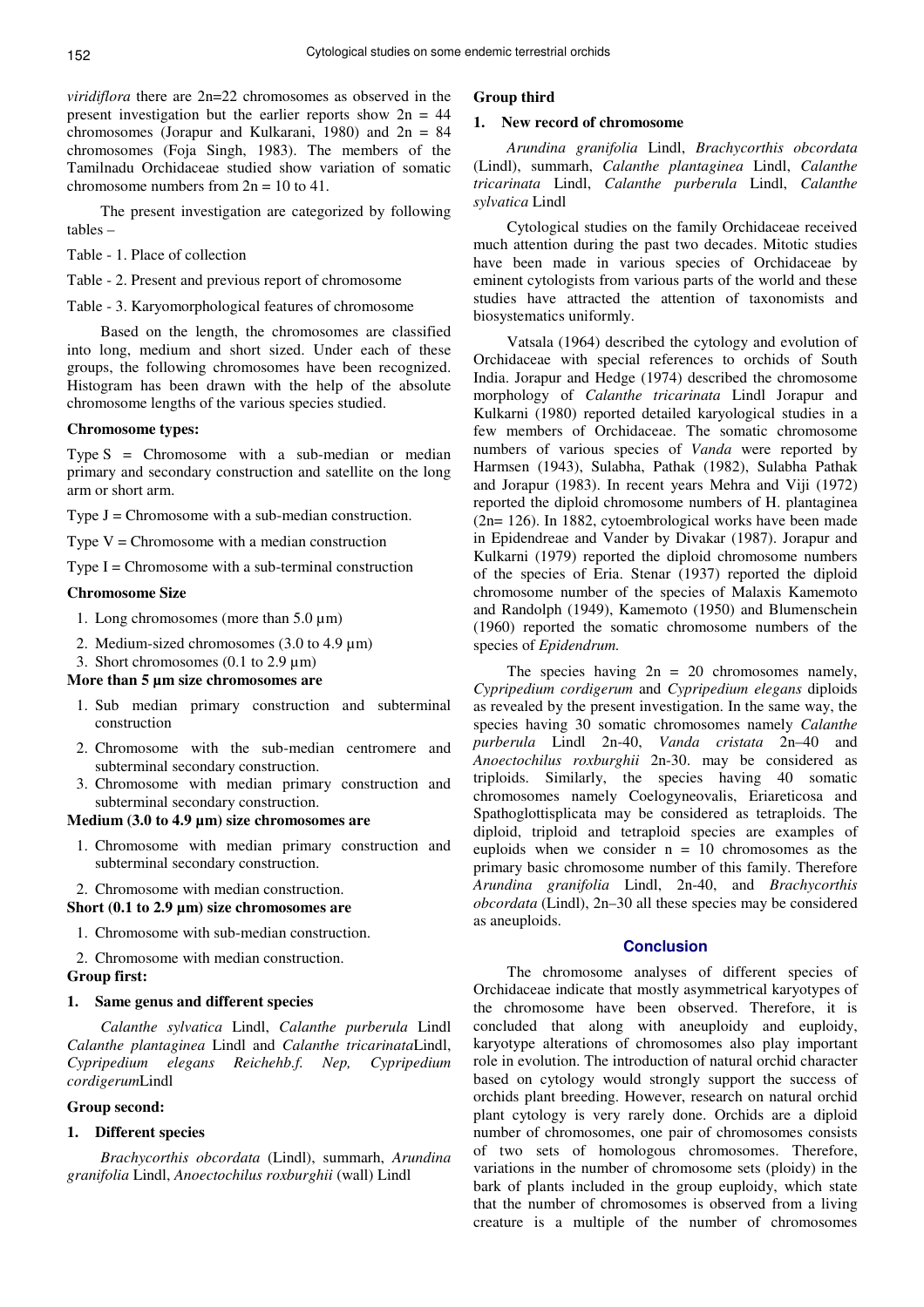*viridiflora* there are 2n=22 chromosomes as observed in the present investigation but the earlier reports show 2n = 44 chromosomes (Jorapur and Kulkarani, 1980) and 2n = 84 chromosomes (Foja Singh, 1983). The members of the Tamilnadu Orchidaceae studied show variation of somatic chromosome numbers from 2n = 10 to 41.

The present investigation are categorized by following tables –

Table - 1. Place of collection

Table - 2. Present and previous report of chromosome

Table - 3. Karyomorphological features of chromosome

Based on the length, the chromosomes are classified into long, medium and short sized. Under each of these groups, the following chromosomes have been recognized. Histogram has been drawn with the help of the absolute chromosome lengths of the various species studied.

**Chromosome types:**

Type S = Chromosome with a sub-median or median primary and secondary construction and satellite on the long arm or short arm.

Type J = Chromosome with a sub-median construction.

Type V = Chromosome with a median construction

Type I = Chromosome with a sub-terminal construction

**Chromosome Size**

1. Long chromosomes (more than 5.0 µm)
2. Medium-sized chromosomes (3.0 to 4.9 µm)
3. Short chromosomes (0.1 to 2.9 µm)

**More than 5 µm size chromosomes are**

1. Sub median primary construction and subterminal construction
2. Chromosome with the sub-median centromere and subterminal secondary construction.
3. Chromosome with median primary construction and subterminal secondary construction.

**Medium (3.0 to 4.9 µm) size chromosomes are**

1. Chromosome with median primary construction and subterminal secondary construction.
2. Chromosome with median construction.

**Short (0.1 to 2.9 µm) size chromosomes are**

1. Chromosome with sub-median construction.
2. Chromosome with median construction.

**Group first:**

**1. Same genus and different species**

*Calanthe sylvatica* Lindl, *Calanthe purberula* Lindl *Calanthe plantaginea* Lindl and *Calanthe tricarinata*Lindl, *Cypripedium elegans Reichehb.f. Nep, Cypripedium cordigerum*Lindl

**Group second:**

**1. Different species**

*Brachycorthis obcordata* (Lindl), summarh, *Arundina granifolia* Lindl, *Anoectochilus roxburghii* (wall) Lindl

**Group third**

**1. New record of chromosome**

*Arundina granifolia* Lindl, *Brachycorthis obcordata* (Lindl), summarh, *Calanthe plantaginea* Lindl, *Calanthe tricarinata* Lindl, *Calanthe purberula* Lindl, *Calanthe sylvatica* Lindl

Cytological studies on the family Orchidaceae received much attention during the past two decades. Mitotic studies have been made in various species of Orchidaceae by eminent cytologists from various parts of the world and these studies have attracted the attention of taxonomists and biosystematics uniformly.

Vatsala (1964) described the cytology and evolution of Orchidaceae with special references to orchids of South India. Jorapur and Hedge (1974) described the chromosome morphology of *Calanthe tricarinata* Lindl Jorapur and Kulkarni (1980) reported detailed karyological studies in a few members of Orchidaceae. The somatic chromosome numbers of various species of *Vanda* were reported by Harmsen (1943), Sulabha, Pathak (1982), Sulabha Pathak and Jorapur (1983). In recent years Mehra and Viji (1972) reported the diploid chromosome numbers of H. plantaginea (2n= 126). In 1882, cytoembrological works have been made in Epidendreae and Vander by Divakar (1987). Jorapur and Kulkarni (1979) reported the diploid chromosome numbers of the species of Eria. Stenar (1937) reported the diploid chromosome number of the species of Malaxis Kamemoto and Randolph (1949), Kamemoto (1950) and Blumenschein (1960) reported the somatic chromosome numbers of the species of *Epidendrum.*

The species having 2n = 20 chromosomes namely, *Cypripedium cordigerum* and *Cypripedium elegans* diploids as revealed by the present investigation. In the same way, the species having 30 somatic chromosomes namely *Calanthe purberula* Lindl 2n-40, *Vanda cristata* 2n–40 and *Anoectochilus roxburghii* 2n-30. may be considered as triploids. Similarly, the species having 40 somatic chromosomes namely Coelogyneovalis, Eriareticosa and Spathoglottisplicata may be considered as tetraploids. The diploid, triploid and tetraploid species are examples of euploids when we consider n = 10 chromosomes as the primary basic chromosome number of this family. Therefore *Arundina granifolia* Lindl, 2n-40, and *Brachycorthis obcordata* (Lindl), 2n–30 all these species may be considered as aneuploids.

## Conclusion

The chromosome analyses of different species of Orchidaceae indicate that mostly asymmetrical karyotypes of the chromosome have been observed. Therefore, it is concluded that along with aneuploidy and euploidy, karyotype alterations of chromosomes also play important role in evolution. The introduction of natural orchid character based on cytology would strongly support the success of orchids plant breeding. However, research on natural orchid plant cytology is very rarely done. Orchids are a diploid number of chromosomes, one pair of chromosomes consists of two sets of homologous chromosomes. Therefore, variations in the number of chromosome sets (ploidy) in the bark of plants included in the group euploidy, which state that the number of chromosomes is observed from a living creature is a multiple of the number of chromosomes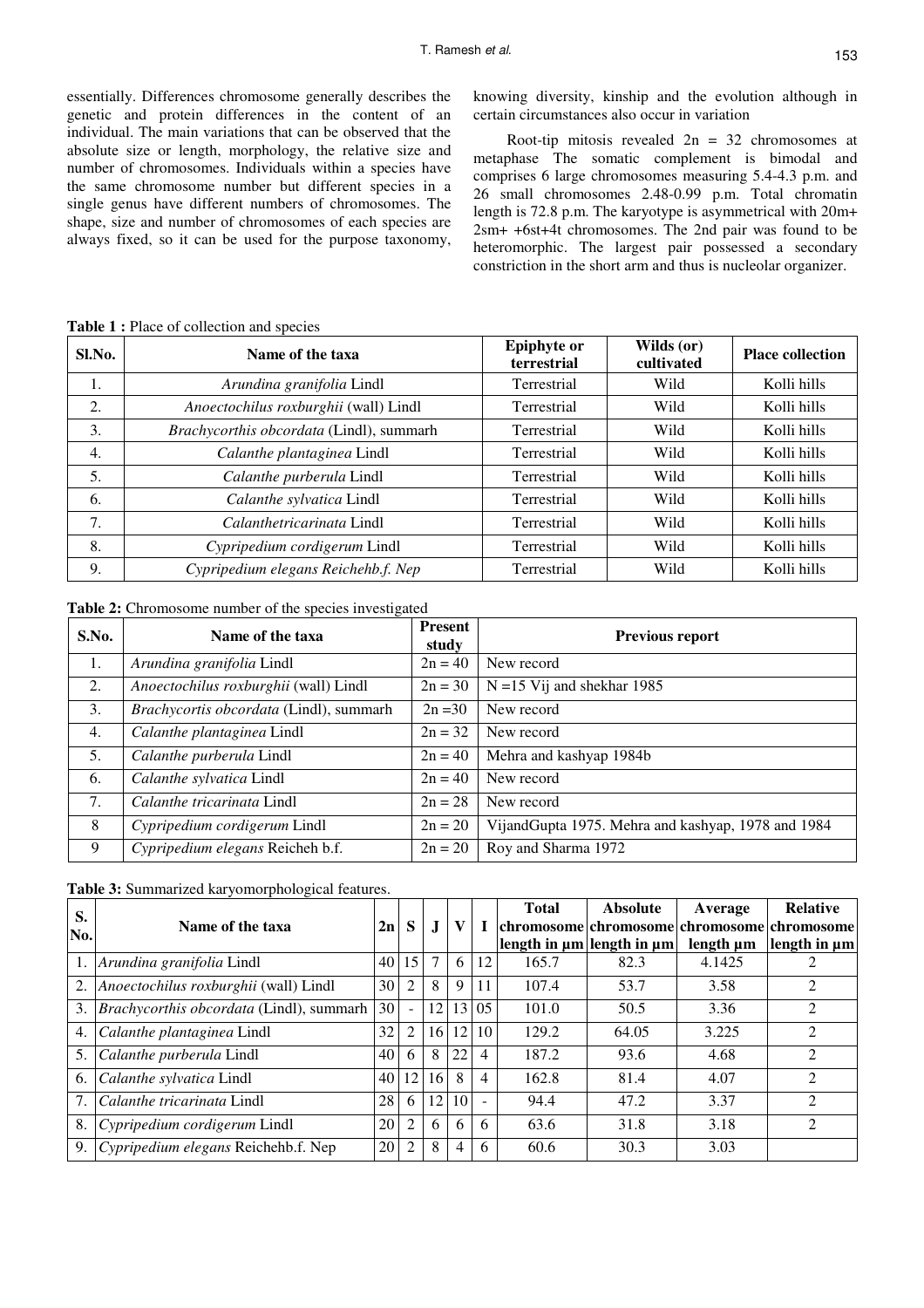essentially. Differences chromosome generally describes the genetic and protein differences in the content of an individual. The main variations that can be observed that the absolute size or length, morphology, the relative size and number of chromosomes. Individuals within a species have the same chromosome number but different species in a single genus have different numbers of chromosomes. The shape, size and number of chromosomes of each species are always fixed, so it can be used for the purpose taxonomy, knowing diversity, kinship and the evolution although in certain circumstances also occur in variation

Root-tip mitosis revealed 2n = 32 chromosomes at metaphase The somatic complement is bimodal and comprises 6 large chromosomes measuring 5.4-4.3 p.m. and 26 small chromosomes 2.48-0.99 p.m. Total chromatin length is 72.8 p.m. The karyotype is asymmetrical with 20m+ 2sm+ +6st+4t chromosomes. The 2nd pair was found to be heteromorphic. The largest pair possessed a secondary constriction in the short arm and thus is nucleolar organizer.

**Table 1 :** Place of collection and species

| Sl.No. | Name of the taxa | Epiphyte or terrestrial | Wilds (or) cultivated | Place collection |
|---|---|---|---|---|
| 1. | *Arundina granifolia* Lindl | Terrestrial | Wild | Kolli hills |
| 2. | *Anoectochilus roxburghii* (wall) Lindl | Terrestrial | Wild | Kolli hills |
| 3. | *Brachycorthis obcordata* (Lindl), summarh | Terrestrial | Wild | Kolli hills |
| 4. | *Calanthe plantaginea* Lindl | Terrestrial | Wild | Kolli hills |
| 5. | *Calanthe purberula* Lindl | Terrestrial | Wild | Kolli hills |
| 6. | *Calanthe sylvatica* Lindl | Terrestrial | Wild | Kolli hills |
| 7. | *Calanthetricarinata* Lindl | Terrestrial | Wild | Kolli hills |
| 8. | *Cypripedium cordigerum* Lindl | Terrestrial | Wild | Kolli hills |
| 9. | *Cypripedium elegans Reichehb.f. Nep* | Terrestrial | Wild | Kolli hills |

**Table 2:** Chromosome number of the species investigated

| S.No. | Name of the taxa | Present study | Previous report |
|---|---|---|---|
| 1. | *Arundina granifolia* Lindl | 2n = 40 | New record |
| 2. | *Anoectochilus roxburghii* (wall) Lindl | 2n = 30 | N =15 Vij and shekhar 1985 |
| 3. | *Brachycortis obcordata* (Lindl), summarh | 2n =30 | New record |
| 4. | *Calanthe plantaginea* Lindl | 2n = 32 | New record |
| 5. | *Calanthe purberula* Lindl | 2n = 40 | Mehra and kashyap 1984b |
| 6. | *Calanthe sylvatica* Lindl | 2n = 40 | New record |
| 7. | *Calanthe tricarinata* Lindl | 2n = 28 | New record |
| 8 | *Cypripedium cordigerum* Lindl | 2n = 20 | VijandGupta 1975. Mehra and kashyap, 1978 and 1984 |
| 9 | *Cypripedium elegans* Reicheh b.f. | 2n = 20 | Roy and Sharma 1972 |

**Table 3:** Summarized karyomorphological features.

| S. No. | Name of the taxa | 2n | S | J | V | I | Total chromosome length in µm | Absolute chromosome length in µm | Average chromosome length µm | Relative chromosome length in µm |
|---|---|---|---|---|---|---|---|---|---|---|
| 1. | *Arundina granifolia* Lindl | 40 | 15 | 7 | 6 | 12 | 165.7 | 82.3 | 4.1425 | 2 |
| 2. | *Anoectochilus roxburghii* (wall) Lindl | 30 | 2 | 8 | 9 | 11 | 107.4 | 53.7 | 3.58 | 2 |
| 3. | *Brachycorthis obcordata* (Lindl), summarh | 30 | - | 12 | 13 | 05 | 101.0 | 50.5 | 3.36 | 2 |
| 4. | *Calanthe plantaginea* Lindl | 32 | 2 | 16 | 12 | 10 | 129.2 | 64.05 | 3.225 | 2 |
| 5. | *Calanthe purberula* Lindl | 40 | 6 | 8 | 22 | 4 | 187.2 | 93.6 | 4.68 | 2 |
| 6. | *Calanthe sylvatica* Lindl | 40 | 12 | 16 | 8 | 4 | 162.8 | 81.4 | 4.07 | 2 |
| 7. | *Calanthe tricarinata* Lindl | 28 | 6 | 12 | 10 | - | 94.4 | 47.2 | 3.37 | 2 |
| 8. | *Cypripedium cordigerum* Lindl | 20 | 2 | 6 | 6 | 6 | 63.6 | 31.8 | 3.18 | 2 |
| 9. | *Cypripedium elegans* Reichehb.f. Nep | 20 | 2 | 8 | 4 | 6 | 60.6 | 30.3 | 3.03 | |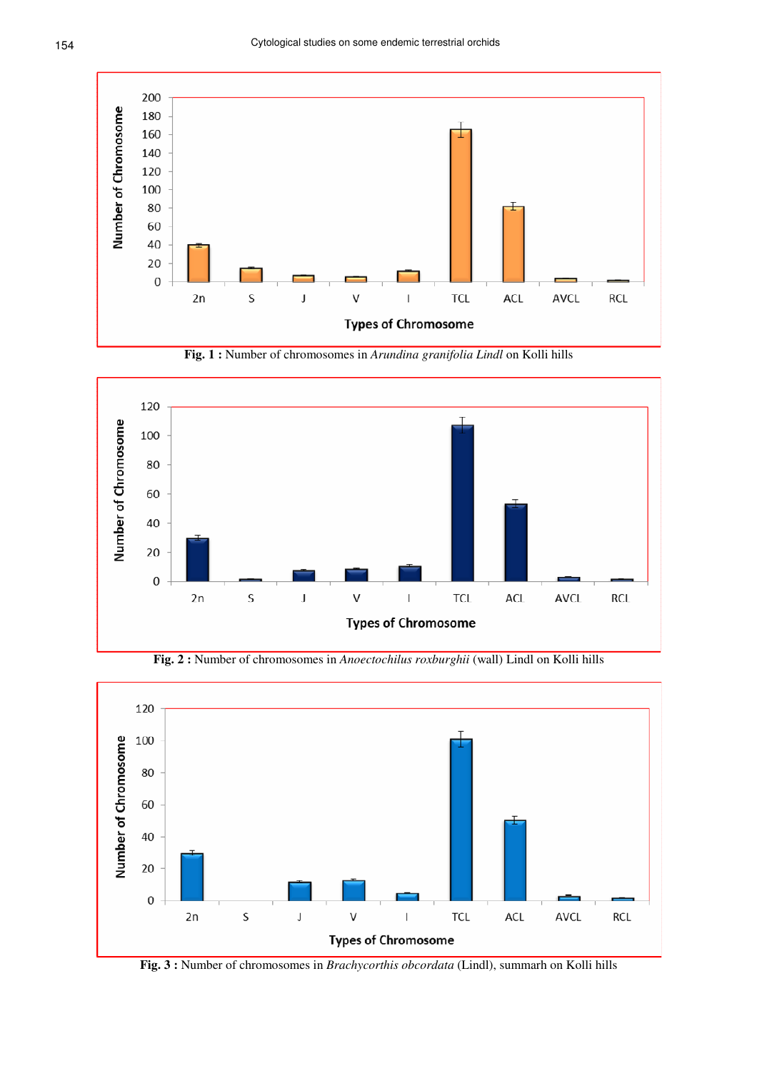**Fig. 1 :** Number of chromosomes in *Arundina granifolia Lindl* on Kolli hills

**Fig. 2 :** Number of chromosomes in *Anoectochilus roxburghii* (wall) Lindl on Kolli hills

**Fig. 3 :** Number of chromosomes in *Brachycorthis obcordata* (Lindl), summarh on Kolli hills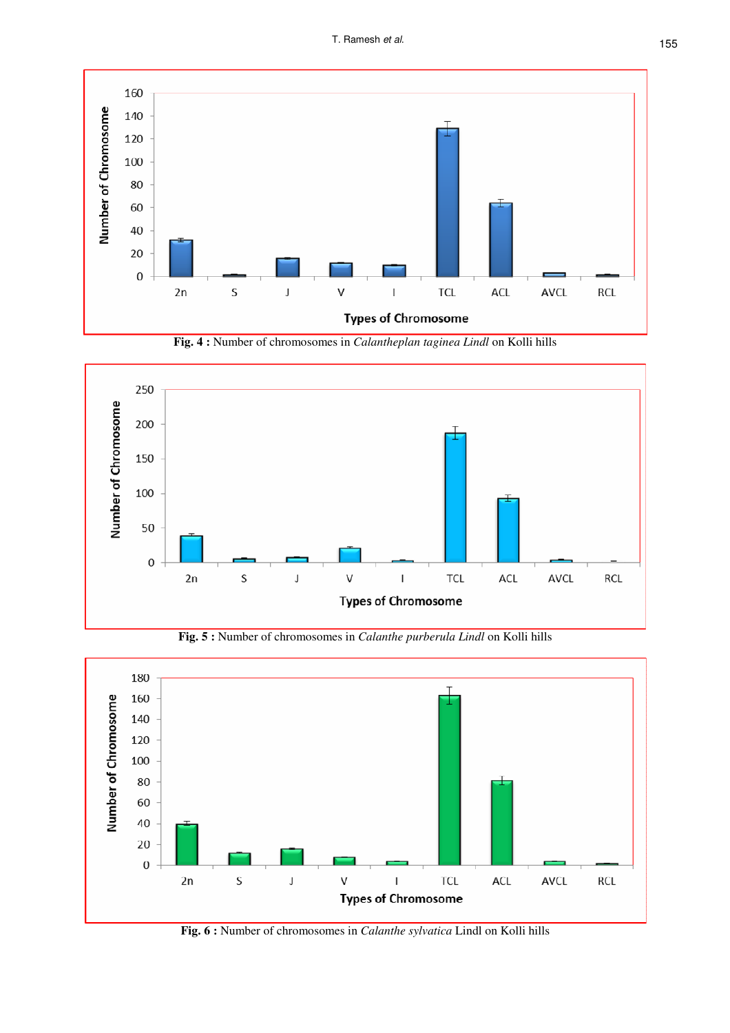Fig. 4 : Number of chromosomes in *Calantheplan taginea Lindl* on Kolli hills

Fig. 5 : Number of chromosomes in *Calanthe purberula Lindl* on Kolli hills

Fig. 6 : Number of chromosomes in *Calanthe sylvatica* Lindl on Kolli hills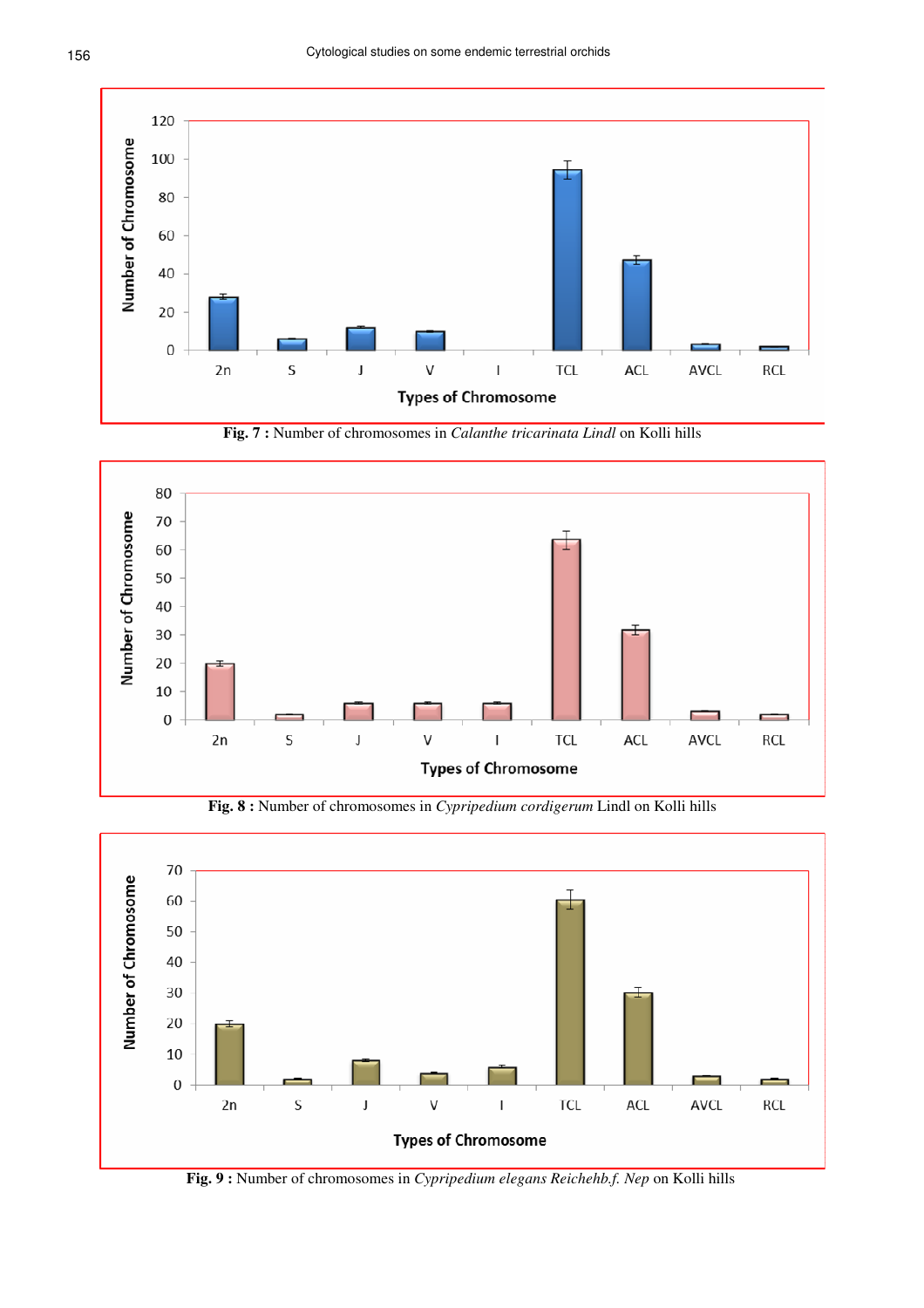**Fig. 7 :** Number of chromosomes in *Calanthe tricarinata Lindl* on Kolli hills

**Fig. 8 :** Number of chromosomes in *Cypripedium cordigerum* Lindl on Kolli hills

**Fig. 9 :** Number of chromosomes in *Cypripedium elegans Reichehb.f. Nep* on Kolli hills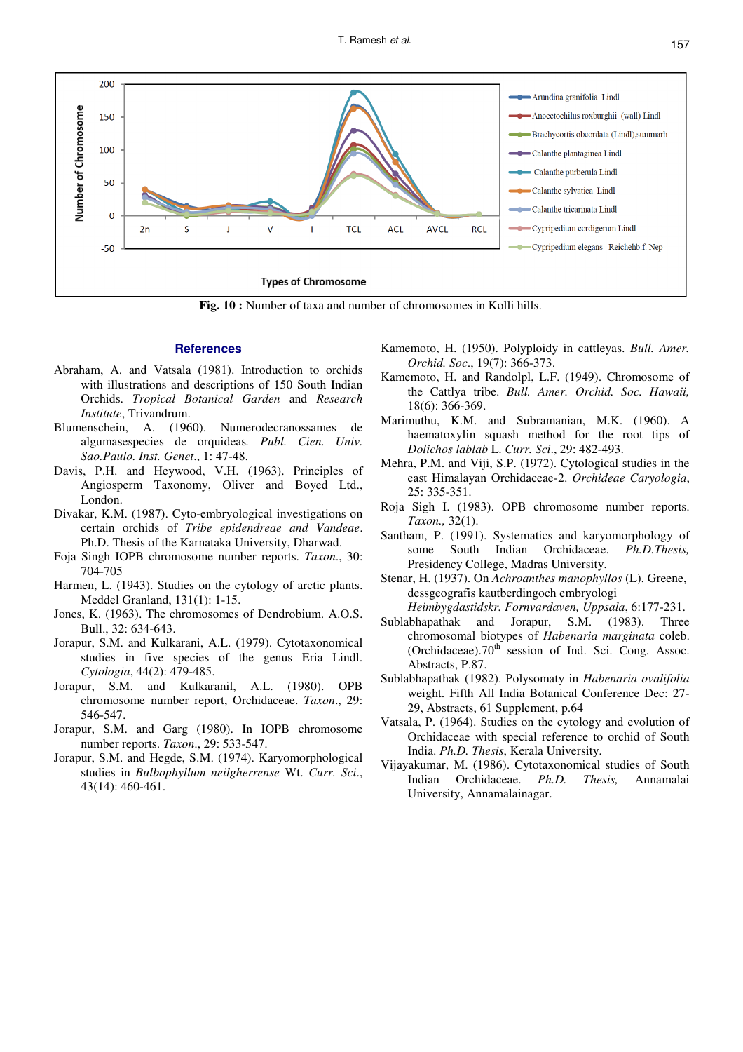200

150

100

50

0

-50

Number of Chromosome

2n S J V I TCL ACL AVCL RCL

Types of Chromosome

Arundina granifolia Lindl

Anoectochilus roxburghii (wall) Lindl

Brachycortis obcordata (Lindl),summarh

Calanthe plantaginea Lindl

Calanthe purberula Lindl

Calanthe sylvatica Lindl

Calanthe tricarinata Lindl

Cypripedium cordigerum Lindl

Cypripedium elegans Reichehb.f. Nep

**Fig. 10 :** Number of taxa and number of chromosomes in Kolli hills.

## References

Abraham, A. and Vatsala (1981). Introduction to orchids with illustrations and descriptions of 150 South Indian Orchids. *Tropical Botanical Garden and Research Institute*, Trivandrum.

Blumenschein, A. (1960). Numerodecranossames de algumasespecies de orquideas. *Publ. Cien. Univ. Sao.Paulo. Inst. Genet*., 1: 47-48.

Davis, P.H. and Heywood, V.H. (1963). Principles of Angiosperm Taxonomy, Oliver and Boyed Ltd., London.

Divakar, K.M. (1987). Cyto-embryological investigations on certain orchids of *Tribe epidendreae and Vandeae*. Ph.D. Thesis of the Karnataka University, Dharwad.

Foja Singh IOPB chromosome number reports. *Taxon*., 30: 704-705

Harmen, L. (1943). Studies on the cytology of arctic plants. Meddel Granland, 131(1): 1-15.

Jones, K. (1963). The chromosomes of Dendrobium. A.O.S. Bull., 32: 634-643.

Jorapur, S.M. and Kulkarani, A.L. (1979). Cytotaxonomical studies in five species of the genus Eria Lindl. *Cytologia*, 44(2): 479-485.

Jorapur, S.M. and Kulkaranil, A.L. (1980). OPB chromosome number report, Orchidaceae. *Taxon*., 29: 546-547.

Jorapur, S.M. and Garg (1980). In IOPB chromosome number reports. *Taxon*., 29: 533-547.

Jorapur, S.M. and Hegde, S.M. (1974). Karyomorphological studies in *Bulbophyllum neilgherrense* Wt. *Curr. Sci*., 43(14): 460-461.

Kamemoto, H. (1950). Polyploidy in cattleyas. *Bull. Amer. Orchid. Soc*., 19(7): 366-373.

Kamemoto, H. and Randolpl, L.F. (1949). Chromosome of the Cattlya tribe. *Bull. Amer. Orchid. Soc. Hawaii,* 18(6): 366-369.

Marimuthu, K.M. and Subramanian, M.K. (1960). A haematoxylin squash method for the root tips of *Dolichos lablab* L. *Curr. Sci*., 29: 482-493.

Mehra, P.M. and Viji, S.P. (1972). Cytological studies in the east Himalayan Orchidaceae-2. *Orchideae Caryologia*, 25: 335-351.

Roja Sigh I. (1983). OPB chromosome number reports. *Taxon.,* 32(1).

Santham, P. (1991). Systematics and karyomorphology of some South Indian Orchidaceae. *Ph.D.Thesis,* Presidency College, Madras University.

Stenar, H. (1937). On *Achroanthes manophyllos* (L). Greene, dessgeografis kautberdingoch embryologi *Heimbygdastidskr. Fornvardaven, Uppsala*, 6:177-231.

Sublabhapathak and Jorapur, S.M. (1983). Three chromosomal biotypes of *Habenaria marginata* coleb. (Orchidaceae).70th session of Ind. Sci. Cong. Assoc. Abstracts, P.87.

Sublabhapathak (1982). Polysomaty in *Habenaria ovalifolia* weight. Fifth All India Botanical Conference Dec: 27-29, Abstracts, 61 Supplement, p.64

Vatsala, P. (1964). Studies on the cytology and evolution of Orchidaceae with special reference to orchid of South India. *Ph.D. Thesis*, Kerala University.

Vijayakumar, M. (1986). Cytotaxonomical studies of South Indian Orchidaceae. *Ph.D. Thesis,* Annamalai University, Annamalainagar.